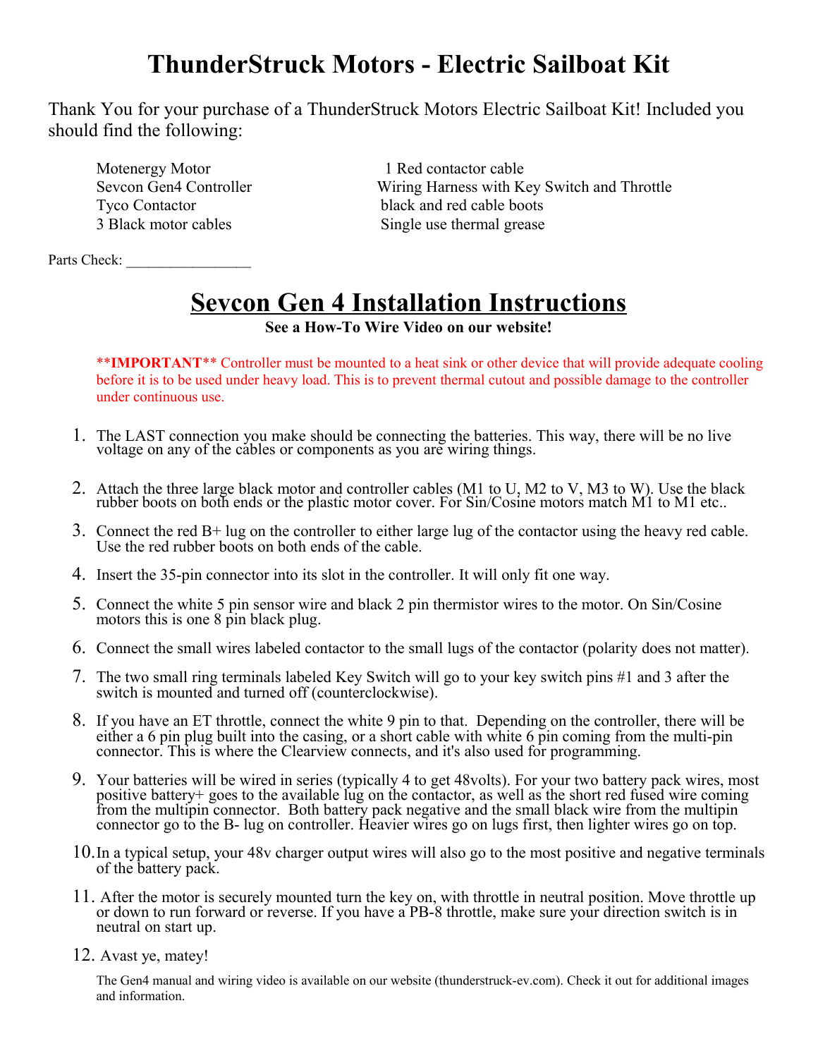# ThunderStruck Motors - Electric Sailboat Kit

Thank You for your purchase of a ThunderStruck Motors Electric Sailboat Kit! Included you should find the following:

- Motenergy Motor
- Sevcon Gen4 Controller
- Tyco Contactor
- 3 Black motor cables
- 1 Red contactor cable
- Wiring Harness with Key Switch and Throttle
- black and red cable boots
- Single use thermal grease

Parts Check: _________________

## Sevcon Gen 4 Installation Instructions

**See a How-To Wire Video on our website!**

****IMPORTANT**** Controller must be mounted to a heat sink or other device that will provide adequate cooling before it is to be used under heavy load. This is to prevent thermal cutout and possible damage to the controller under continuous use.

1. The LAST connection you make should be connecting the batteries. This way, there will be no live voltage on any of the cables or components as you are wiring things.
2. Attach the three large black motor and controller cables (M1 to U, M2 to V, M3 to W). Use the black rubber boots on both ends or the plastic motor cover. For Sin/Cosine motors match M1 to M1 etc..
3. Connect the red B+ lug on the controller to either large lug of the contactor using the heavy red cable. Use the red rubber boots on both ends of the cable.
4. Insert the 35-pin connector into its slot in the controller. It will only fit one way.
5. Connect the white 5 pin sensor wire and black 2 pin thermistor wires to the motor. On Sin/Cosine motors this is one 8 pin black plug.
6. Connect the small wires labeled contactor to the small lugs of the contactor (polarity does not matter).
7. The two small ring terminals labeled Key Switch will go to your key switch pins #1 and 3 after the switch is mounted and turned off (counterclockwise).
8. If you have an ET throttle, connect the white 9 pin to that. Depending on the controller, there will be either a 6 pin plug built into the casing, or a short cable with white 6 pin coming from the multi-pin connector. This is where the Clearview connects, and it's also used for programming.
9. Your batteries will be wired in series (typically 4 to get 48volts). For your two battery pack wires, most positive battery+ goes to the available lug on the contactor, as well as the short red fused wire coming from the multipin connector. Both battery pack negative and the small black wire from the multipin connector go to the B- lug on controller. Heavier wires go on lugs first, then lighter wires go on top.
10. In a typical setup, your 48v charger output wires will also go to the most positive and negative terminals of the battery pack.
11. After the motor is securely mounted turn the key on, with throttle in neutral position. Move throttle up or down to run forward or reverse. If you have a PB-8 throttle, make sure your direction switch is in neutral on start up.
12. Avast ye, matey!

The Gen4 manual and wiring video is available on our website (thunderstruck-ev.com). Check it out for additional images and information.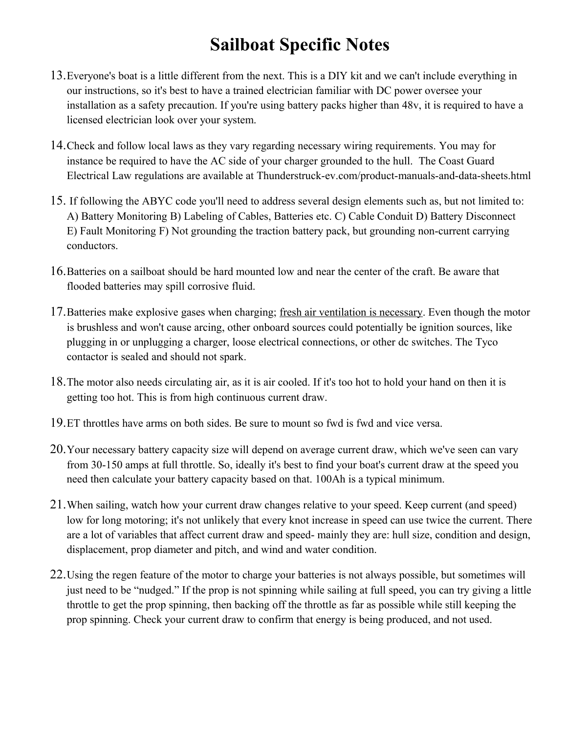# Sailboat Specific Notes

13. Everyone's boat is a little different from the next. This is a DIY kit and we can't include everything in our instructions, so it's best to have a trained electrician familiar with DC power oversee your installation as a safety precaution. If you're using battery packs higher than 48v, it is required to have a licensed electrician look over your system.

14. Check and follow local laws as they vary regarding necessary wiring requirements. You may for instance be required to have the AC side of your charger grounded to the hull. The Coast Guard Electrical Law regulations are available at Thunderstruck-ev.com/product-manuals-and-data-sheets.html

15. If following the ABYC code you'll need to address several design elements such as, but not limited to: A) Battery Monitoring B) Labeling of Cables, Batteries etc. C) Cable Conduit D) Battery Disconnect E) Fault Monitoring F) Not grounding the traction battery pack, but grounding non-current carrying conductors.

16. Batteries on a sailboat should be hard mounted low and near the center of the craft. Be aware that flooded batteries may spill corrosive fluid.

17. Batteries make explosive gases when charging; <u>fresh air ventilation is necessary</u>. Even though the motor is brushless and won't cause arcing, other onboard sources could potentially be ignition sources, like plugging in or unplugging a charger, loose electrical connections, or other dc switches. The Tyco contactor is sealed and should not spark.

18. The motor also needs circulating air, as it is air cooled. If it's too hot to hold your hand on then it is getting too hot. This is from high continuous current draw.

19. ET throttles have arms on both sides. Be sure to mount so fwd is fwd and vice versa.

20. Your necessary battery capacity size will depend on average current draw, which we've seen can vary from 30-150 amps at full throttle. So, ideally it's best to find your boat's current draw at the speed you need then calculate your battery capacity based on that. 100Ah is a typical minimum.

21. When sailing, watch how your current draw changes relative to your speed. Keep current (and speed) low for long motoring; it's not unlikely that every knot increase in speed can use twice the current. There are a lot of variables that affect current draw and speed- mainly they are: hull size, condition and design, displacement, prop diameter and pitch, and wind and water condition.

22. Using the regen feature of the motor to charge your batteries is not always possible, but sometimes will just need to be “nudged.” If the prop is not spinning while sailing at full speed, you can try giving a little throttle to get the prop spinning, then backing off the throttle as far as possible while still keeping the prop spinning. Check your current draw to confirm that energy is being produced, and not used.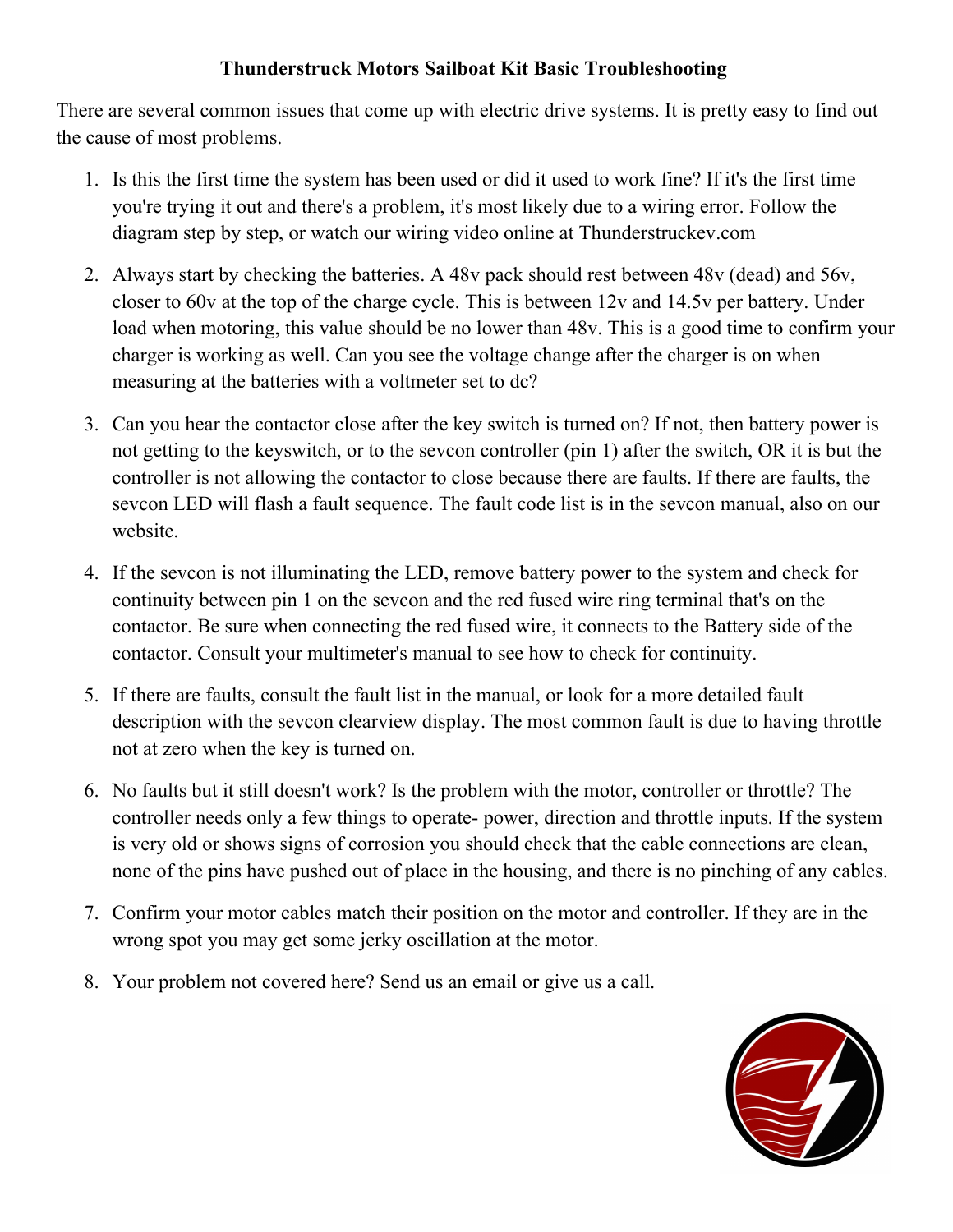**Thunderstruck Motors Sailboat Kit Basic Troubleshooting**

There are several common issues that come up with electric drive systems. It is pretty easy to find out the cause of most problems.

1. Is this the first time the system has been used or did it used to work fine? If it's the first time you're trying it out and there's a problem, it's most likely due to a wiring error. Follow the diagram step by step, or watch our wiring video online at Thunderstruckev.com
2. Always start by checking the batteries. A 48v pack should rest between 48v (dead) and 56v, closer to 60v at the top of the charge cycle. This is between 12v and 14.5v per battery. Under load when motoring, this value should be no lower than 48v. This is a good time to confirm your charger is working as well. Can you see the voltage change after the charger is on when measuring at the batteries with a voltmeter set to dc?
3. Can you hear the contactor close after the key switch is turned on? If not, then battery power is not getting to the keyswitch, or to the sevcon controller (pin 1) after the switch, OR it is but the controller is not allowing the contactor to close because there are faults. If there are faults, the sevcon LED will flash a fault sequence. The fault code list is in the sevcon manual, also on our website.
4. If the sevcon is not illuminating the LED, remove battery power to the system and check for continuity between pin 1 on the sevcon and the red fused wire ring terminal that's on the contactor. Be sure when connecting the red fused wire, it connects to the Battery side of the contactor. Consult your multimeter's manual to see how to check for continuity.
5. If there are faults, consult the fault list in the manual, or look for a more detailed fault description with the sevcon clearview display. The most common fault is due to having throttle not at zero when the key is turned on.
6. No faults but it still doesn't work? Is the problem with the motor, controller or throttle? The controller needs only a few things to operate- power, direction and throttle inputs. If the system is very old or shows signs of corrosion you should check that the cable connections are clean, none of the pins have pushed out of place in the housing, and there is no pinching of any cables.
7. Confirm your motor cables match their position on the motor and controller. If they are in the wrong spot you may get some jerky oscillation at the motor.
8. Your problem not covered here? Send us an email or give us a call.